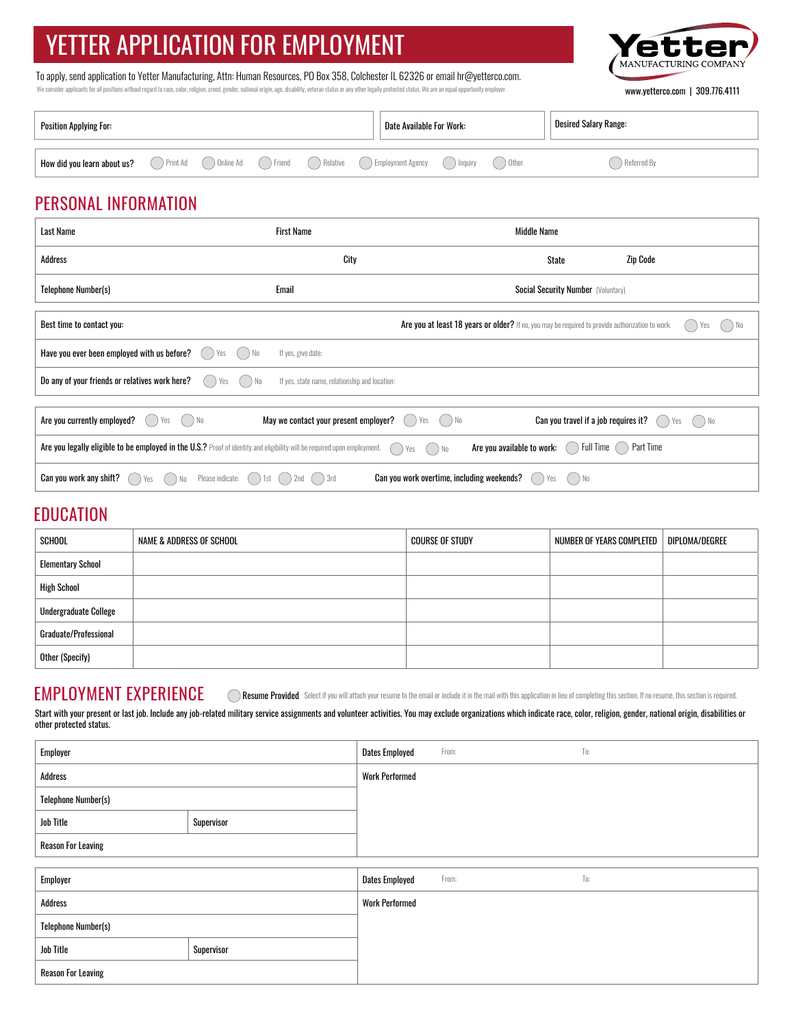# YETTER APPLICATION FOR EMPLOYMENT

To apply, send application to Yetter Manufacturing, Attn: Human Resources, PO Box 358, Colchester IL 62326 or email hr@yetterco.com.

We consider applicants for all positions without regard to race, color, religion, creed, gender, national origin, age, disability, veteran status or any other legally protected status. We are an equal opportunity employer.

Yetter MANUFACTURING COMPANY

www.yetterco.com | 309.776.4111

| Position Applying For: | Date Available For Work: | Desired Salary Range: |
|---|---|---|

How did you learn about us? ◯ Print Ad ◯ Online Ad ◯ Friend ◯ Relative ◯ Employment Agency ◯ Inquiry ◯ Other ◯ Referred By

## PERSONAL INFORMATION

| Last Name | First Name | Middle Name | |
|---|---|---|---|
| Address | City | State | Zip Code |
| Telephone Number(s) | Email | Social Security Number (Voluntary) | |

Best time to contact you:

**Are you at least 18 years or older?** If no, you may be required to provide authorization to work. ◯ Yes ◯ No

Have you ever been employed with us before? ◯ Yes ◯ No If yes, give date:

Do any of your friends or relatives work here? ◯ Yes ◯ No If yes, state name, relationship and location:

Are you currently employed? ◯ Yes ◯ No May we contact your present employer? ◯ Yes ◯ No Can you travel if a job requires it? ◯ Yes ◯ No

**Are you legally eligible to be employed in the U.S.?** Proof of identity and eligibility will be required upon employment. ◯ Yes ◯ No **Are you available to work:** ◯ Full Time ◯ Part Time

Can you work any shift? ◯ Yes ◯ No Please indicate: ◯ 1st ◯ 2nd ◯ 3rd Can you work overtime, including weekends? ◯ Yes ◯ No

## EDUCATION

| SCHOOL | NAME & ADDRESS OF SCHOOL | COURSE OF STUDY | NUMBER OF YEARS COMPLETED | DIPLOMA/DEGREE |
|---|---|---|---|---|
| Elementary School | | | | |
| High School | | | | |
| Undergraduate College | | | | |
| Graduate/Professional | | | | |
| Other (Specify) | | | | |

## EMPLOYMENT EXPERIENCE

◯ **Resume Provided** Select if you will attach your resume to the email or include it in the mail with this application in lieu of completing this section. If no resume, this section is required.

Start with your present or last job. Include any job-related military service assignments and volunteer activities. You may exclude organizations which indicate race, color, religion, gender, national origin, disabilities or other protected status.

| Employer | | Dates Employed From: To: |
|---|---|---|
| Address | | Work Performed |
| Telephone Number(s) | | |
| Job Title | Supervisor | |
| Reason For Leaving | | |

| Employer | | Dates Employed From: To: |
|---|---|---|
| Address | | Work Performed |
| Telephone Number(s) | | |
| Job Title | Supervisor | |
| Reason For Leaving | | |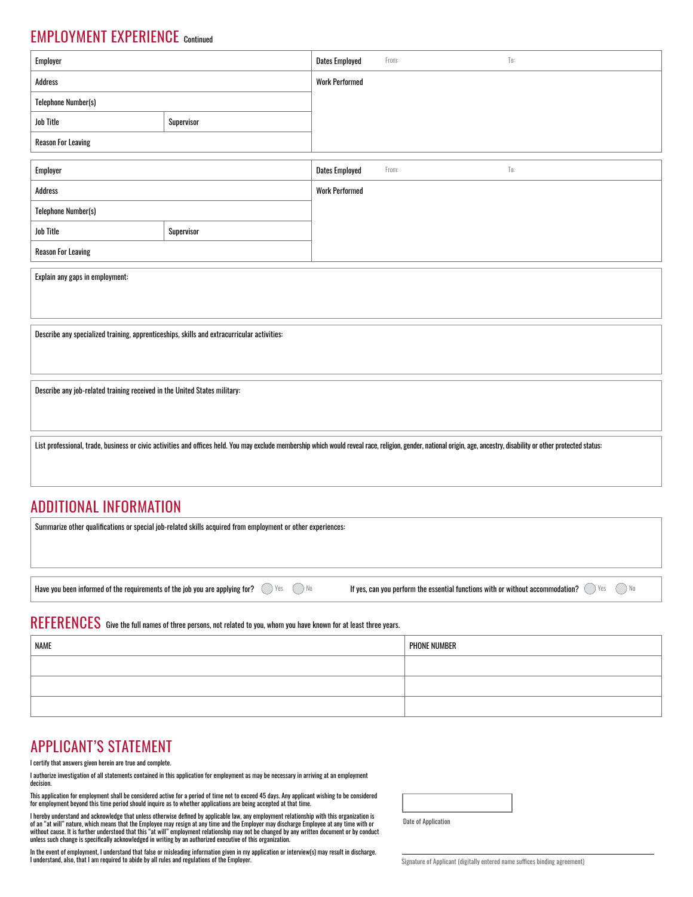## EMPLOYMENT EXPERIENCE Continued

| | | |
|---|---|---|
| Employer | | Dates Employed From: To: |
| Address | | Work Performed |
| Telephone Number(s) | | |
| Job Title | Supervisor | |
| Reason For Leaving | | |

| | | |
|---|---|---|
| Employer | | Dates Employed From: To: |
| Address | | Work Performed |
| Telephone Number(s) | | |
| Job Title | Supervisor | |
| Reason For Leaving | | |

Explain any gaps in employment:

Describe any specialized training, apprenticeships, skills and extracurricular activities:

Describe any job-related training received in the United States military:

List professional, trade, business or civic activities and offices held. You may exclude membership which would reveal race, religion, gender, national origin, age, ancestry, disability or other protected status:

## ADDITIONAL INFORMATION

Summarize other qualifications or special job-related skills acquired from employment or other experiences:

Have you been informed of the requirements of the job you are applying for? ◯ Yes ◯ No

If yes, can you perform the essential functions with or without accommodation? ◯ Yes ◯ No

## REFERENCES Give the full names of three persons, not related to you, whom you have known for at least three years.

| NAME | PHONE NUMBER |
|---|---|
| | |
| | |
| | |

## APPLICANT'S STATEMENT

I certify that answers given herein are true and complete.

I authorize investigation of all statements contained in this application for employment as may be necessary in arriving at an employment decision.

This application for employment shall be considered active for a period of time not to exceed 45 days. Any applicant wishing to be considered for employment beyond this time period should inquire as to whether applications are being accepted at that time.

I hereby understand and acknowledge that unless otherwise defined by applicable law, any employment relationship with this organization is of an "at will" nature, which means that the Employee may resign at any time and the Employer may discharge Employee at any time with or without cause. It is further understood that this "at will" employment relationship may not be changed by any written document or by conduct unless such change is specifically acknowledged in writing by an authorized executive of this organization.

In the event of employment, I understand that false or misleading information given in my application or interview(s) may result in discharge. I understand, also, that I am required to abide by all rules and regulations of the Employer.

Date of Application

Signature of Applicant (digitally entered name suffices binding agreement)